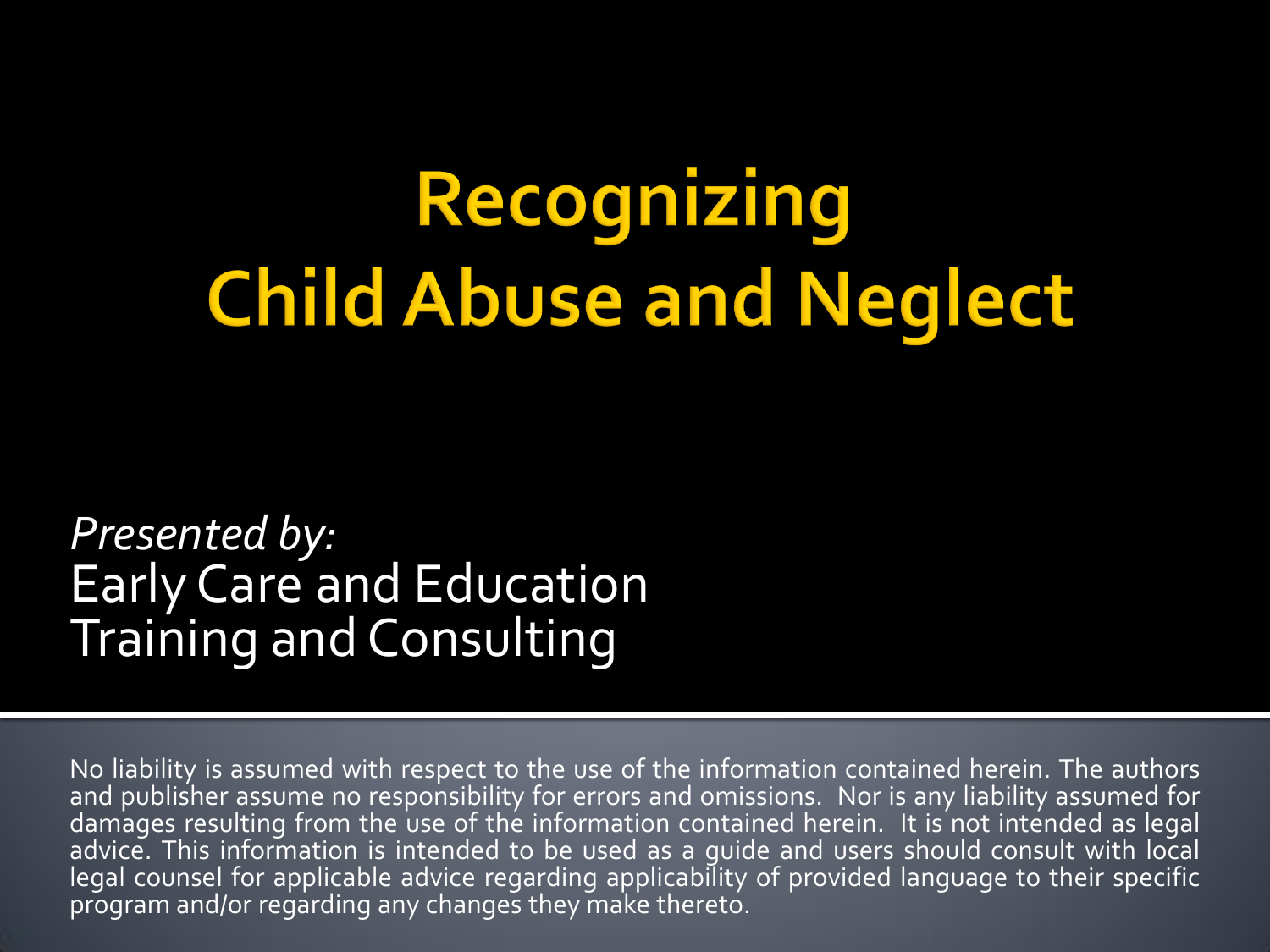# Recognizing Child Abuse and Neglect

*Presented by:*
Early Care and Education Training and Consulting

No liability is assumed with respect to the use of the information contained herein. The authors and publisher assume no responsibility for errors and omissions. Nor is any liability assumed for damages resulting from the use of the information contained herein. It is not intended as legal advice. This information is intended to be used as a guide and users should consult with local legal counsel for applicable advice regarding applicability of provided language to their specific program and/or regarding any changes they make thereto.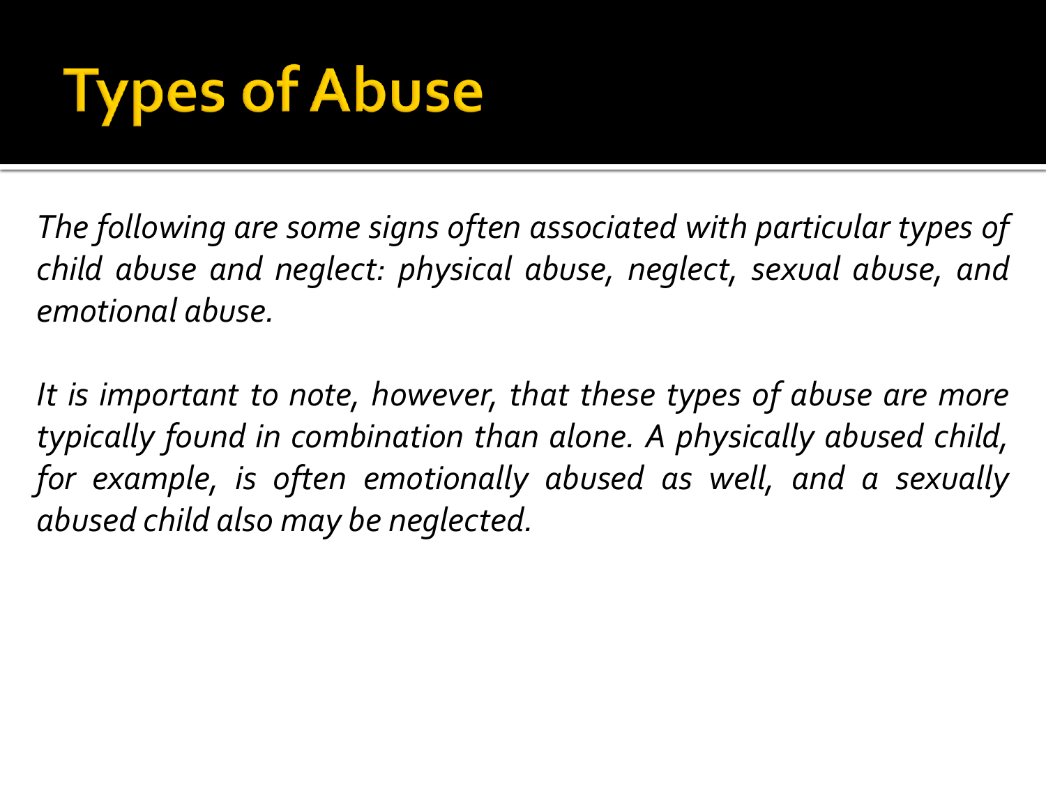# Types of Abuse

*The following are some signs often associated with particular types of child abuse and neglect: physical abuse, neglect, sexual abuse, and emotional abuse.*

*It is important to note, however, that these types of abuse are more typically found in combination than alone. A physically abused child, for example, is often emotionally abused as well, and a sexually abused child also may be neglected.*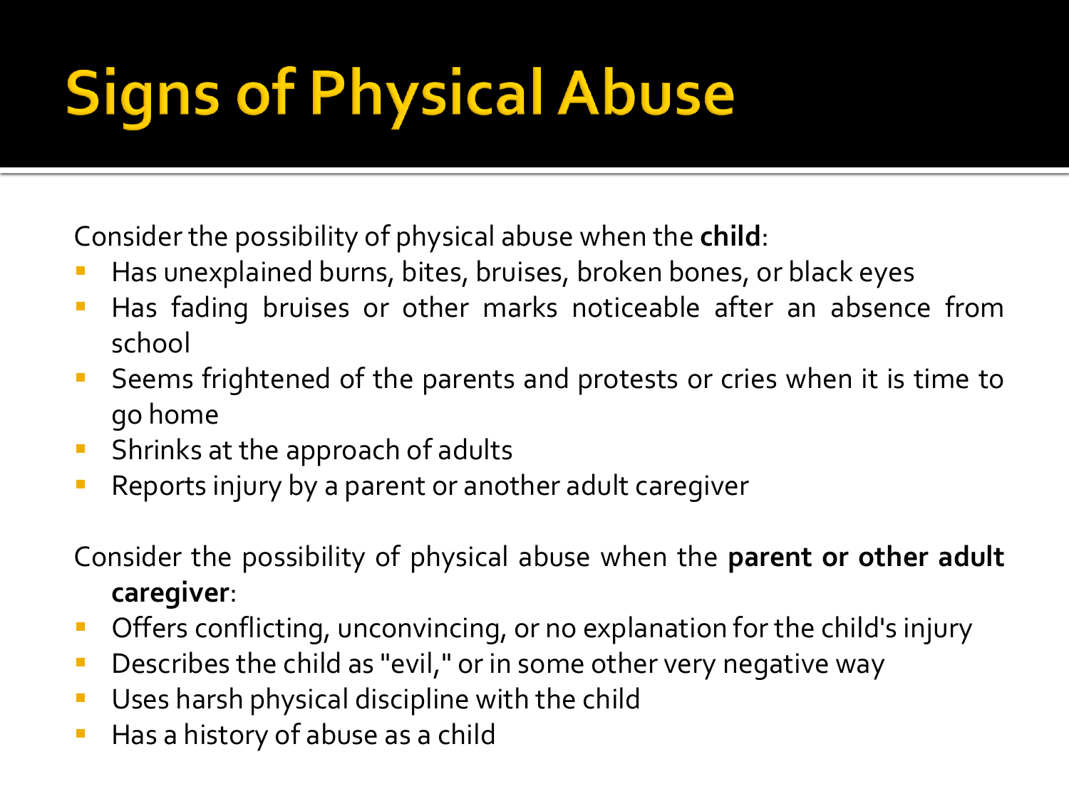# Signs of Physical Abuse

Consider the possibility of physical abuse when the **child**:

- Has unexplained burns, bites, bruises, broken bones, or black eyes
- Has fading bruises or other marks noticeable after an absence from school
- Seems frightened of the parents and protests or cries when it is time to go home
- Shrinks at the approach of adults
- Reports injury by a parent or another adult caregiver

Consider the possibility of physical abuse when the **parent or other adult caregiver**:

- Offers conflicting, unconvincing, or no explanation for the child's injury
- Describes the child as "evil," or in some other very negative way
- Uses harsh physical discipline with the child
- Has a history of abuse as a child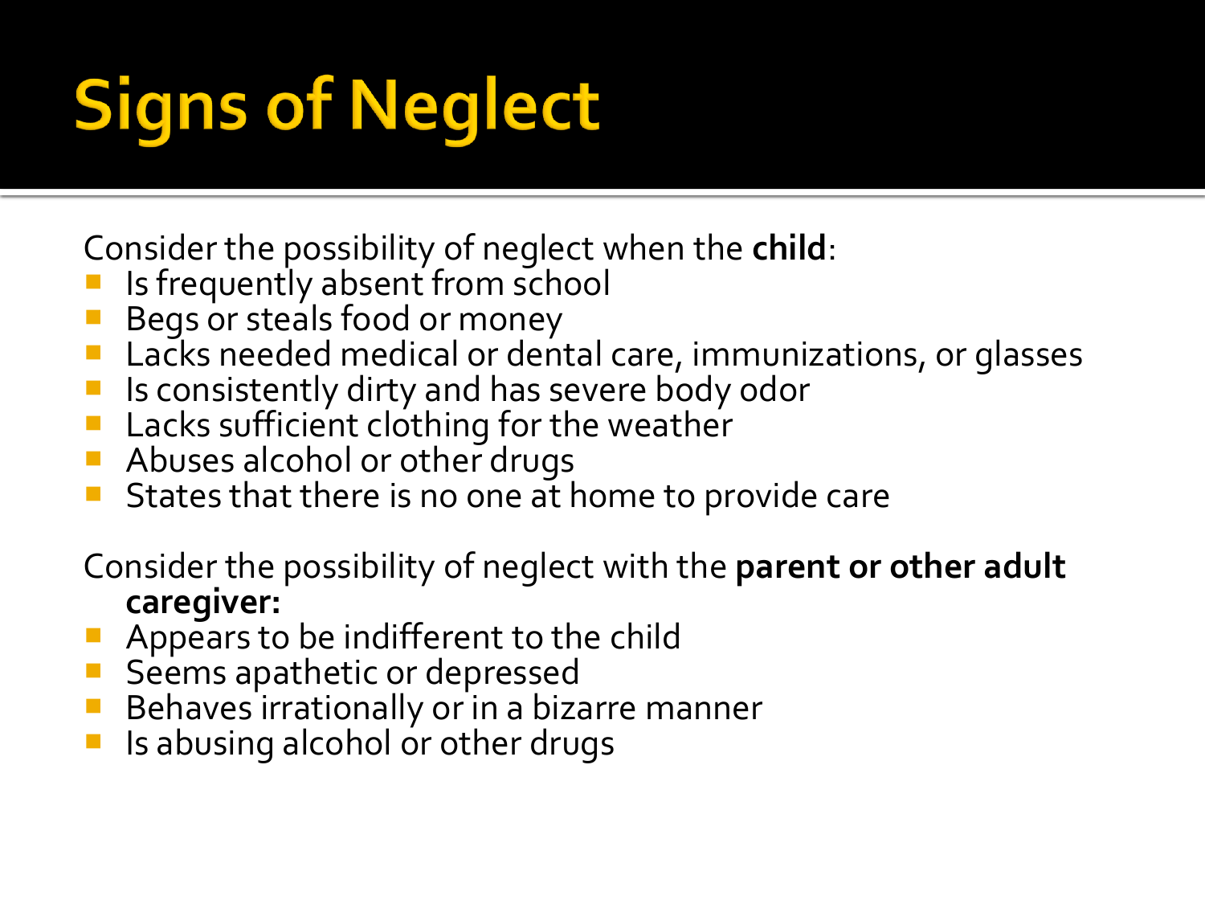# Signs of Neglect

Consider the possibility of neglect when the **child**:

- Is frequently absent from school
- Begs or steals food or money
- Lacks needed medical or dental care, immunizations, or glasses
- Is consistently dirty and has severe body odor
- Lacks sufficient clothing for the weather
- Abuses alcohol or other drugs
- States that there is no one at home to provide care

Consider the possibility of neglect with the **parent or other adult caregiver:**

- Appears to be indifferent to the child
- Seems apathetic or depressed
- Behaves irrationally or in a bizarre manner
- Is abusing alcohol or other drugs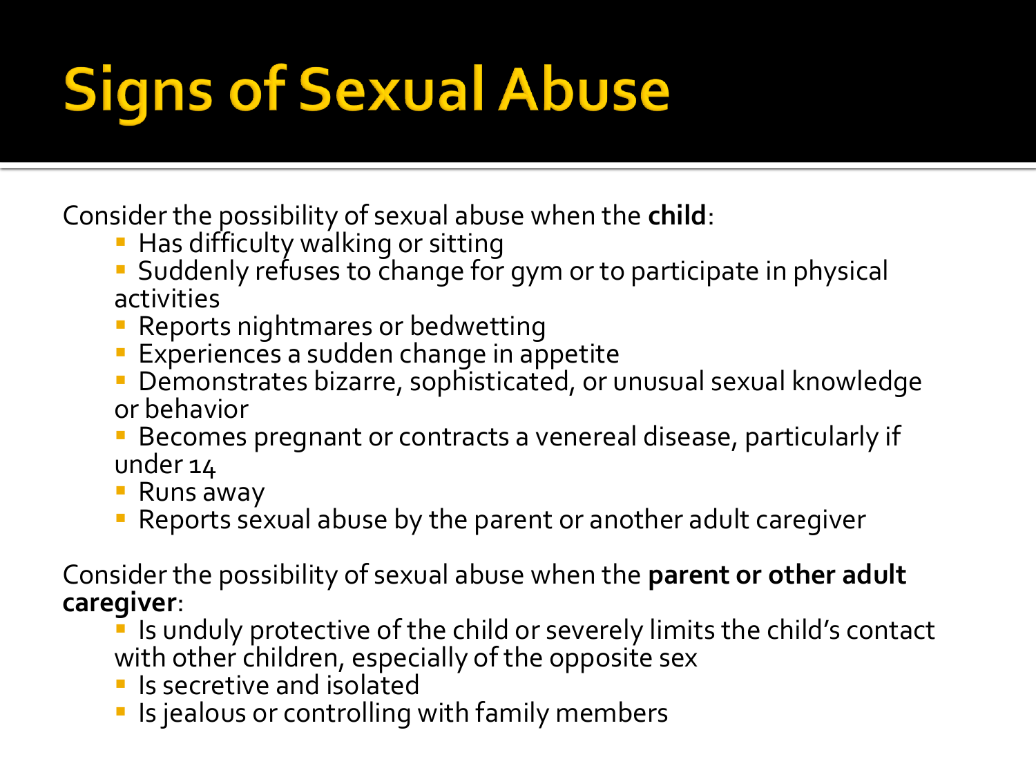# Signs of Sexual Abuse

Consider the possibility of sexual abuse when the **child**:

- Has difficulty walking or sitting
- Suddenly refuses to change for gym or to participate in physical activities
- Reports nightmares or bedwetting
- Experiences a sudden change in appetite
- Demonstrates bizarre, sophisticated, or unusual sexual knowledge or behavior
- Becomes pregnant or contracts a venereal disease, particularly if under 14
- Runs away
- Reports sexual abuse by the parent or another adult caregiver

Consider the possibility of sexual abuse when the **parent or other adult caregiver**:

- Is unduly protective of the child or severely limits the child's contact with other children, especially of the opposite sex
- Is secretive and isolated
- Is jealous or controlling with family members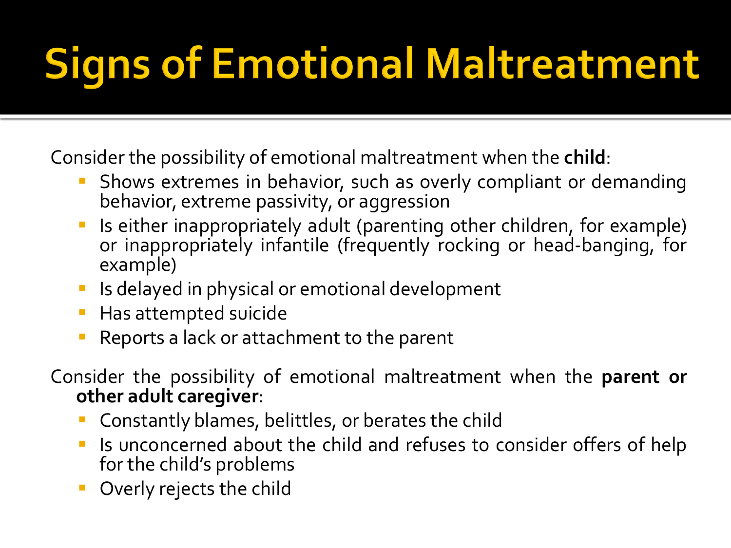# Signs of Emotional Maltreatment

Consider the possibility of emotional maltreatment when the **child**:

- Shows extremes in behavior, such as overly compliant or demanding behavior, extreme passivity, or aggression
- Is either inappropriately adult (parenting other children, for example) or inappropriately infantile (frequently rocking or head-banging, for example)
- Is delayed in physical or emotional development
- Has attempted suicide
- Reports a lack or attachment to the parent

Consider the possibility of emotional maltreatment when the **parent or other adult caregiver**:

- Constantly blames, belittles, or berates the child
- Is unconcerned about the child and refuses to consider offers of help for the child's problems
- Overly rejects the child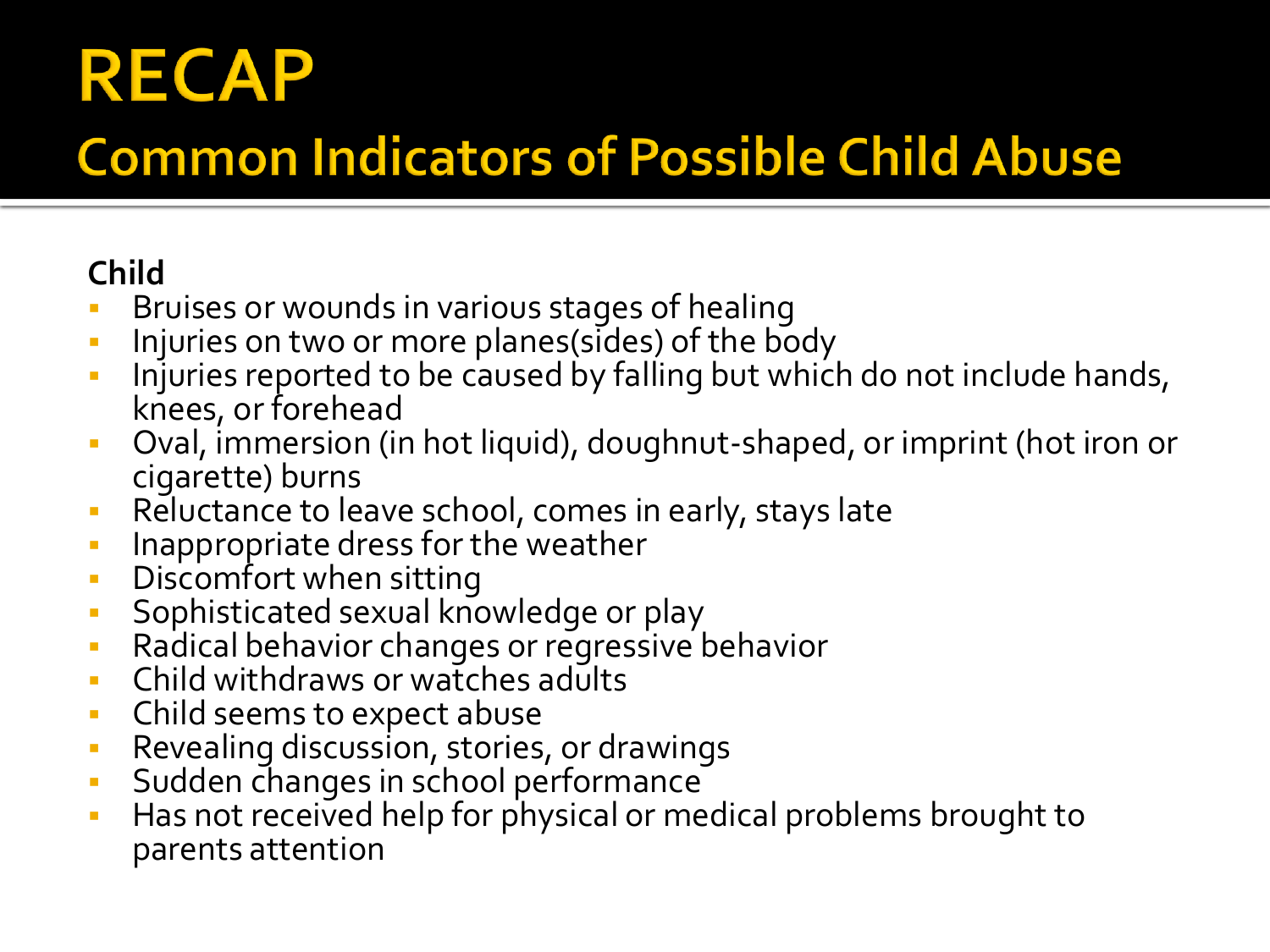# RECAP

## Common Indicators of Possible Child Abuse

**Child**

- Bruises or wounds in various stages of healing
- Injuries on two or more planes(sides) of the body
- Injuries reported to be caused by falling but which do not include hands, knees, or forehead
- Oval, immersion (in hot liquid), doughnut-shaped, or imprint (hot iron or cigarette) burns
- Reluctance to leave school, comes in early, stays late
- Inappropriate dress for the weather
- Discomfort when sitting
- Sophisticated sexual knowledge or play
- Radical behavior changes or regressive behavior
- Child withdraws or watches adults
- Child seems to expect abuse
- Revealing discussion, stories, or drawings
- Sudden changes in school performance
- Has not received help for physical or medical problems brought to parents attention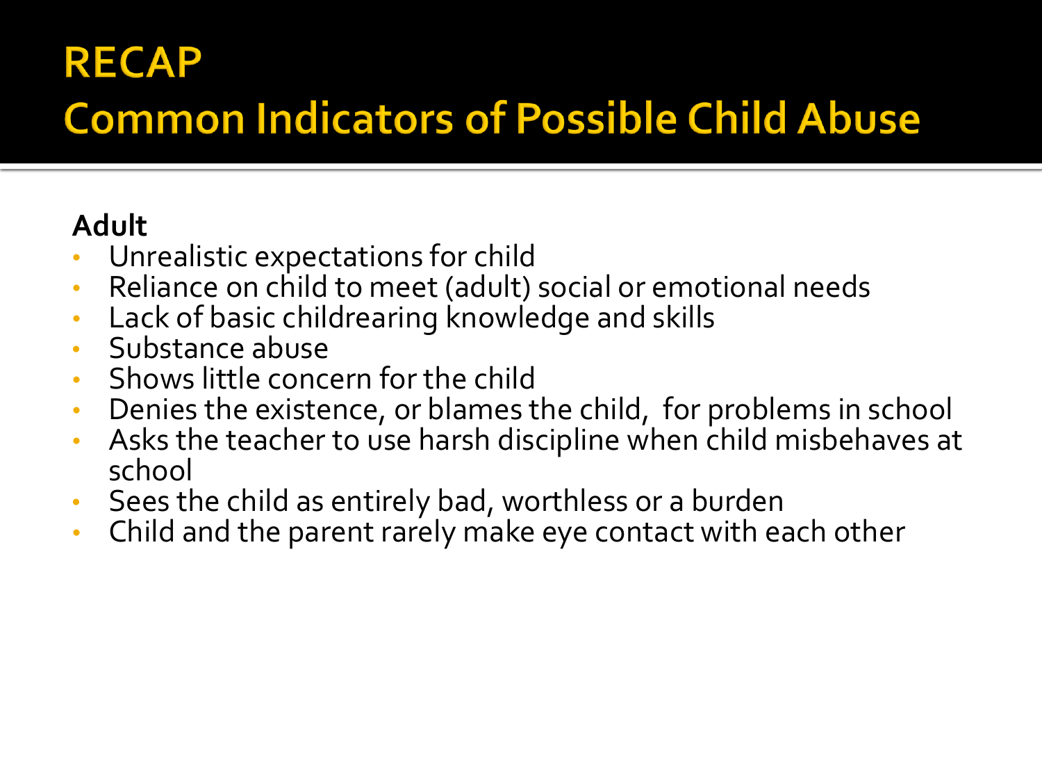# RECAP
# Common Indicators of Possible Child Abuse

**Adult**

- Unrealistic expectations for child
- Reliance on child to meet (adult) social or emotional needs
- Lack of basic childrearing knowledge and skills
- Substance abuse
- Shows little concern for the child
- Denies the existence, or blames the child, for problems in school
- Asks the teacher to use harsh discipline when child misbehaves at school
- Sees the child as entirely bad, worthless or a burden
- Child and the parent rarely make eye contact with each other